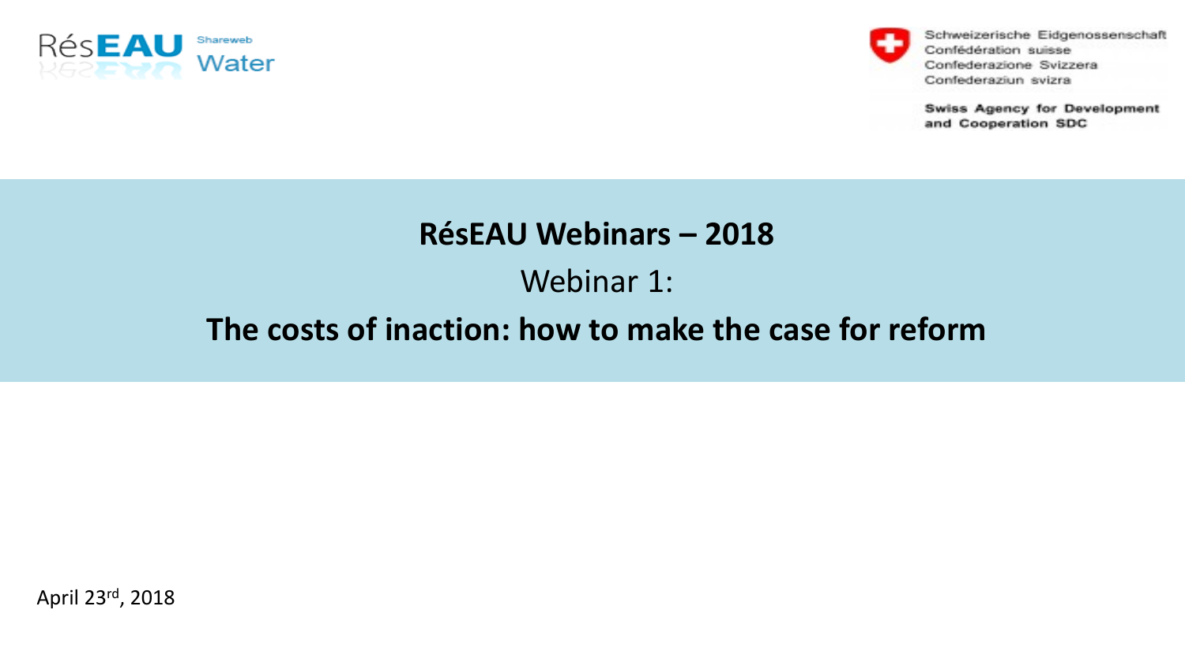RésEAU Shareweb Water

Schweizerische Eidgenossenschaft
Confédération suisse
Confederazione Svizzera
Confederaziun svizra

Swiss Agency for Development and Cooperation SDC

# RésEAU Webinars – 2018

## Webinar 1:

## The costs of inaction: how to make the case for reform

April 23rd, 2018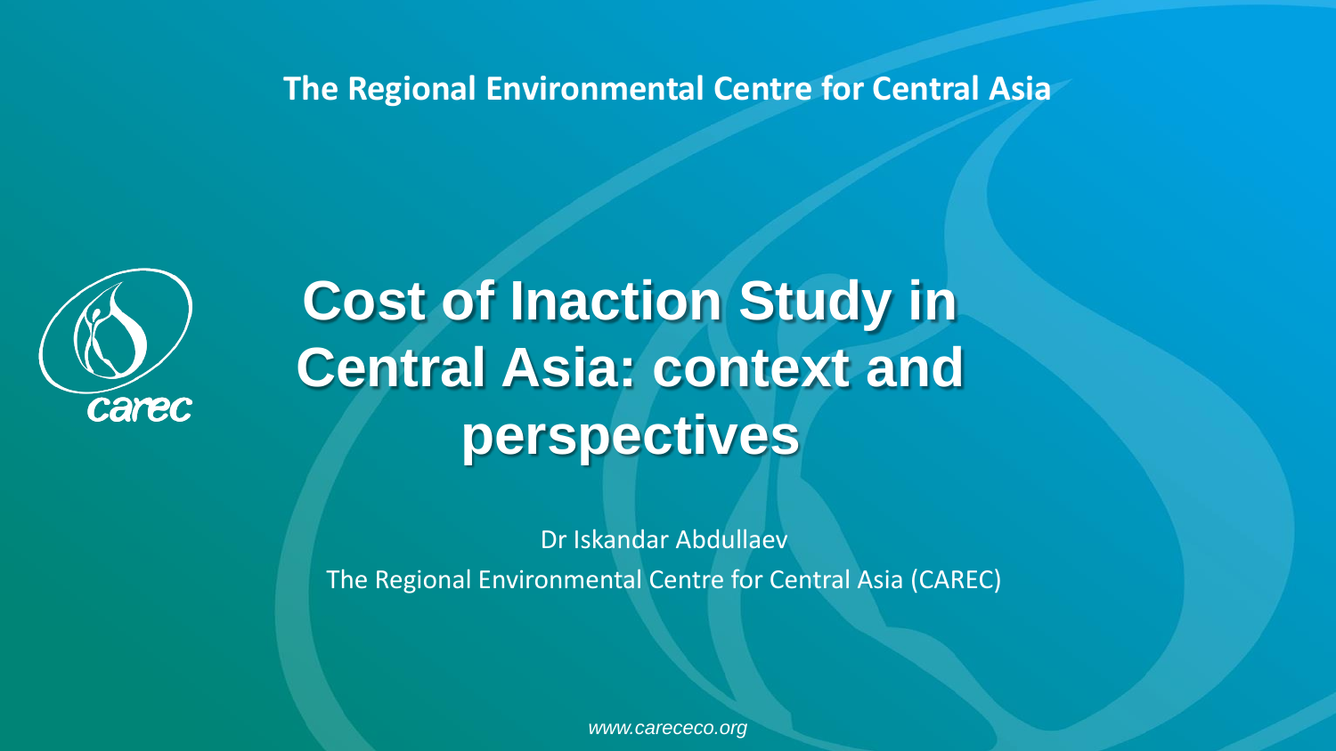The Regional Environmental Centre for Central Asia

# Cost of Inaction Study in Central Asia: context and perspectives

Dr Iskandar Abdullaev

The Regional Environmental Centre for Central Asia (CAREC)

*www.carececo.org*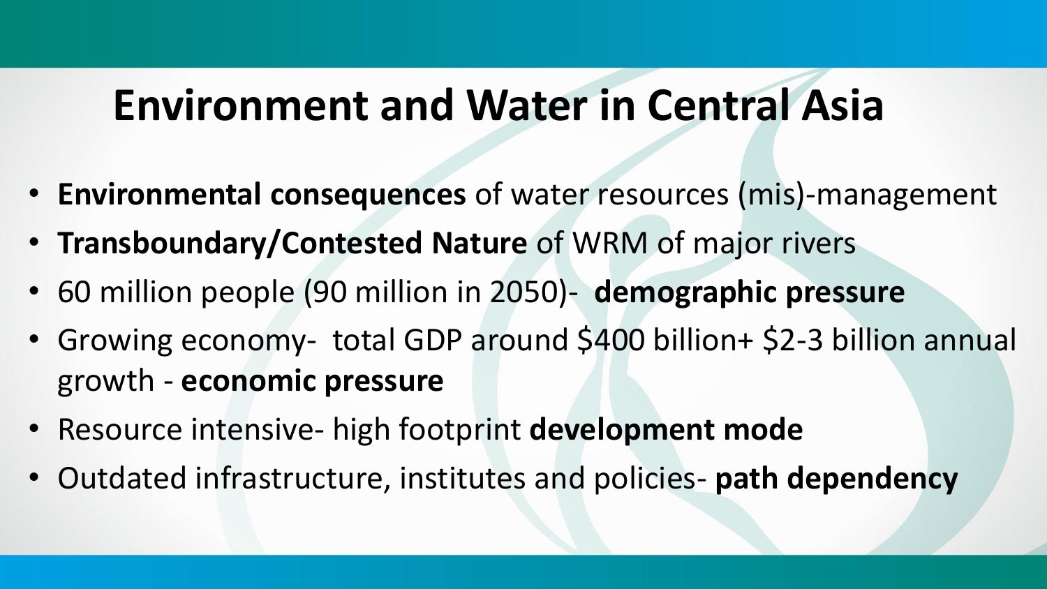# Environment and Water in Central Asia

- **Environmental consequences** of water resources (mis)-management
- **Transboundary/Contested Nature** of WRM of major rivers
- 60 million people (90 million in 2050)- **demographic pressure**
- Growing economy- total GDP around $400 billion+ $2-3 billion annual growth - **economic pressure**
- Resource intensive- high footprint **development mode**
- Outdated infrastructure, institutes and policies- **path dependency**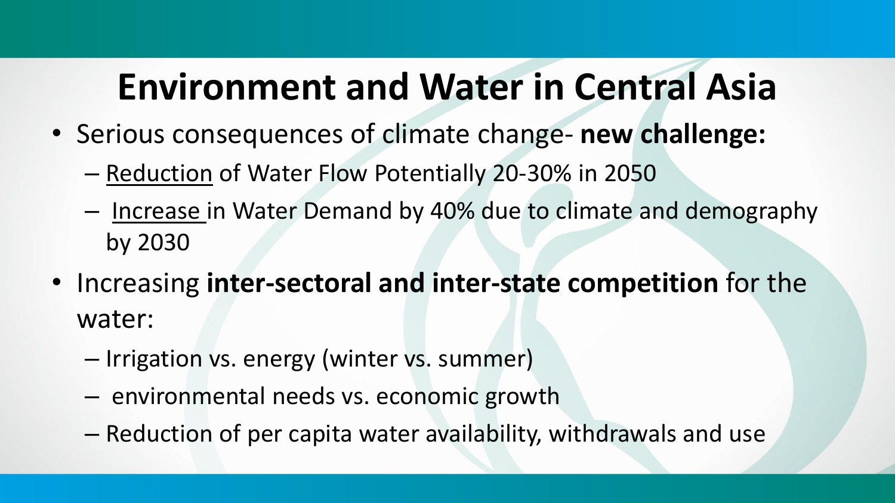# Environment and Water in Central Asia

- Serious consequences of climate change- **new challenge:**
  - Reduction of Water Flow Potentially 20-30% in 2050
  - Increase in Water Demand by 40% due to climate and demography by 2030
- Increasing **inter-sectoral and inter-state competition** for the water:
  - Irrigation vs. energy (winter vs. summer)
  - environmental needs vs. economic growth
  - Reduction of per capita water availability, withdrawals and use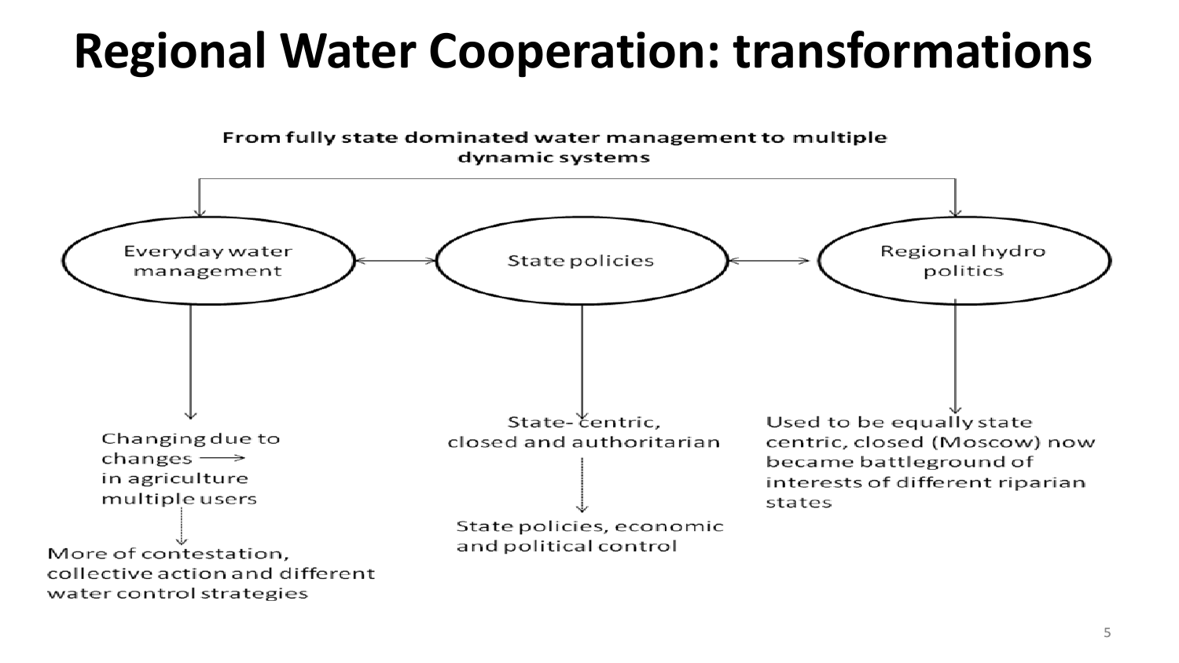# Regional Water Cooperation: transformations

From fully state dominated water management to multiple dynamic systems

- **Everyday water management**
  - Changing due to changes → in agriculture multiple users
  - More of contestation, collective action and different water control strategies
- **State policies**
  - State- centric, closed and authoritarian
  - State policies, economic and political control
- **Regional hydro politics**
  - Used to be equally state centric, closed (Moscow) now became battleground of interests of different riparian states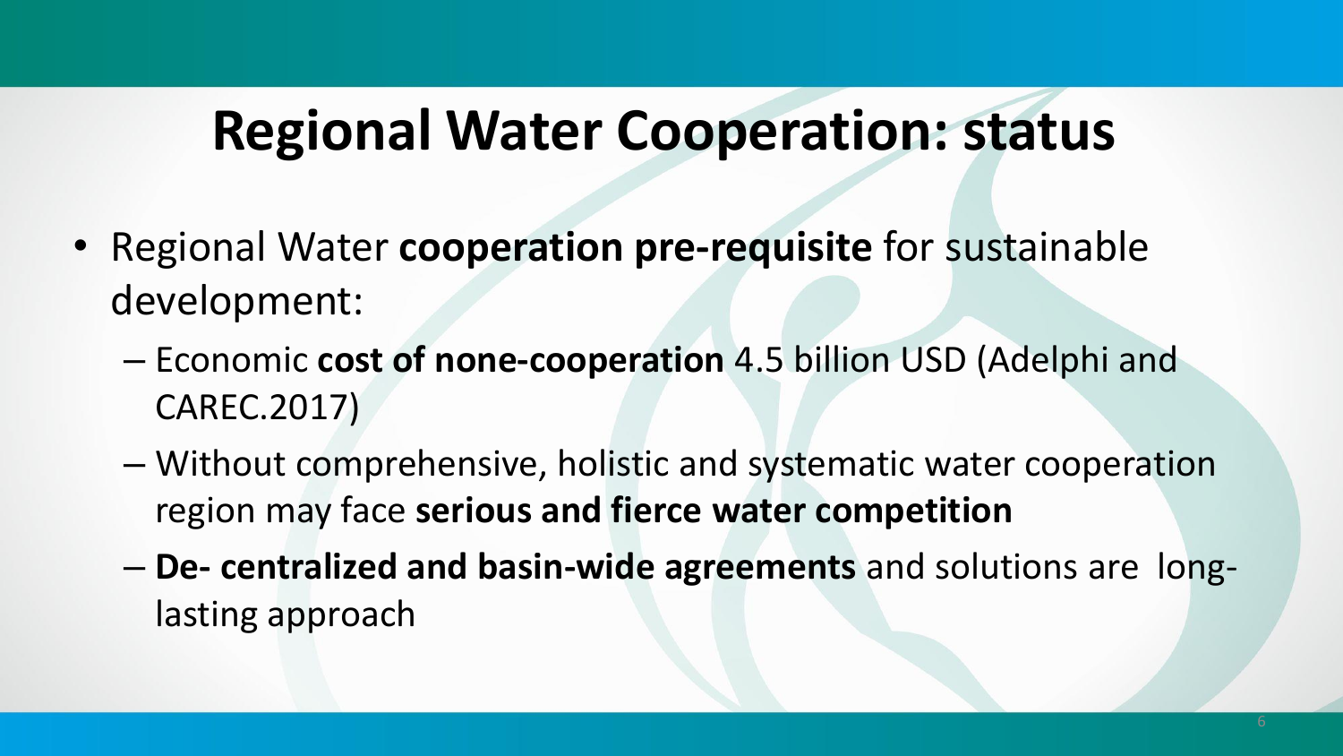# Regional Water Cooperation: status

- Regional Water **cooperation pre-requisite** for sustainable development:
  - Economic **cost of none-cooperation** 4.5 billion USD (Adelphi and CAREC.2017)
  - Without comprehensive, holistic and systematic water cooperation region may face **serious and fierce water competition**
  - **De- centralized and basin-wide agreements** and solutions are long-lasting approach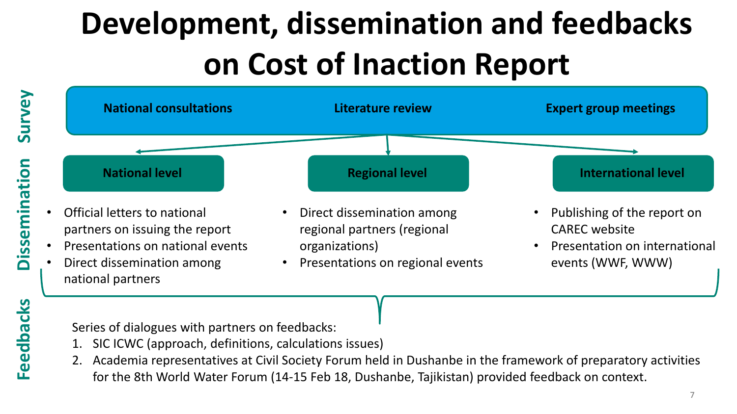# Development, dissemination and feedbacks on Cost of Inaction Report

## Survey

- National consultations
- Literature review
- Expert group meetings

## Dissemination

### National level

- Official letters to national partners on issuing the report
- Presentations on national events
- Direct dissemination among national partners

### Regional level

- Direct dissemination among regional partners (regional organizations)
- Presentations on regional events

### International level

- Publishing of the report on CAREC website
- Presentation on international events (WWF, WWW)

## Feedbacks

Series of dialogues with partners on feedbacks:

1. SIC ICWC (approach, definitions, calculations issues)
2. Academia representatives at Civil Society Forum held in Dushanbe in the framework of preparatory activities for the 8th World Water Forum (14-15 Feb 18, Dushanbe, Tajikistan) provided feedback on context.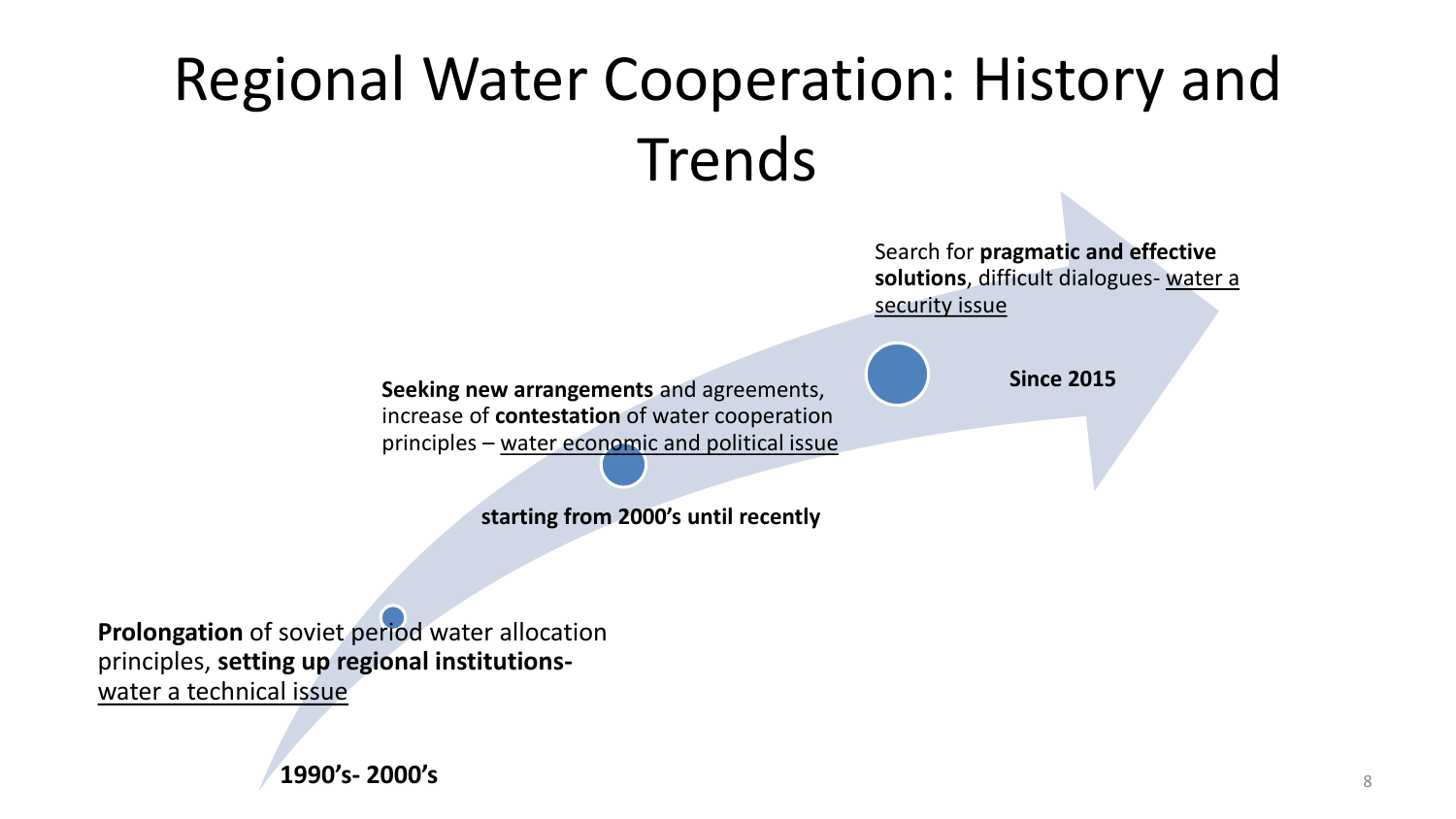# Regional Water Cooperation: History and Trends

**1990's- 2000's**

**Prolongation** of soviet period water allocation principles, **setting up regional institutions**- water a technical issue

**starting from 2000's until recently**

**Seeking new arrangements** and agreements, increase of **contestation** of water cooperation principles – water economic and political issue

**Since 2015**

Search for **pragmatic and effective solutions**, difficult dialogues- water a security issue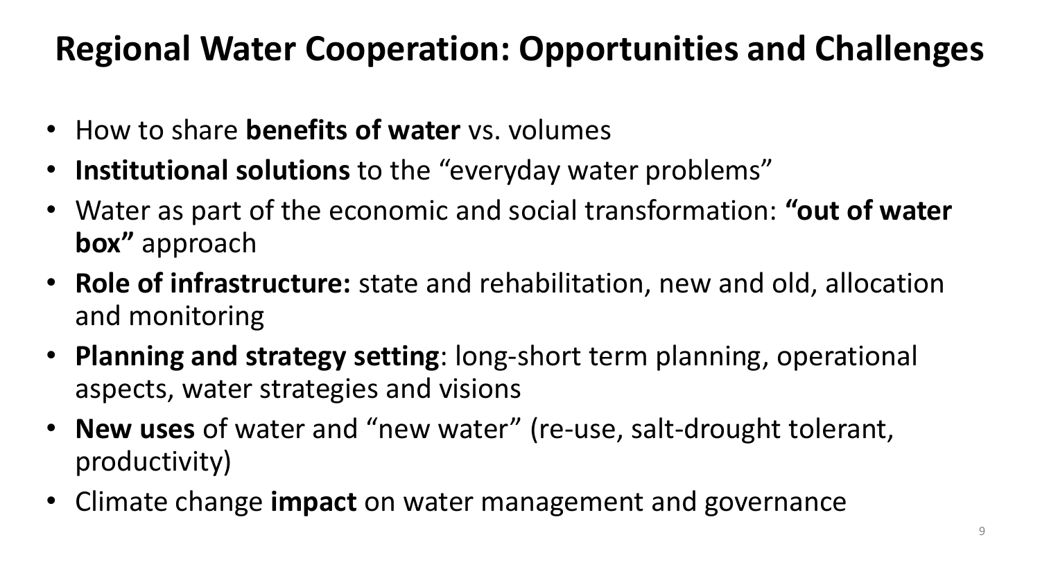# Regional Water Cooperation: Opportunities and Challenges

- How to share **benefits of water** vs. volumes
- **Institutional solutions** to the “everyday water problems”
- Water as part of the economic and social transformation: **“out of water box”** approach
- **Role of infrastructure:** state and rehabilitation, new and old, allocation and monitoring
- **Planning and strategy setting**: long-short term planning, operational aspects, water strategies and visions
- **New uses** of water and “new water” (re-use, salt-drought tolerant, productivity)
- Climate change **impact** on water management and governance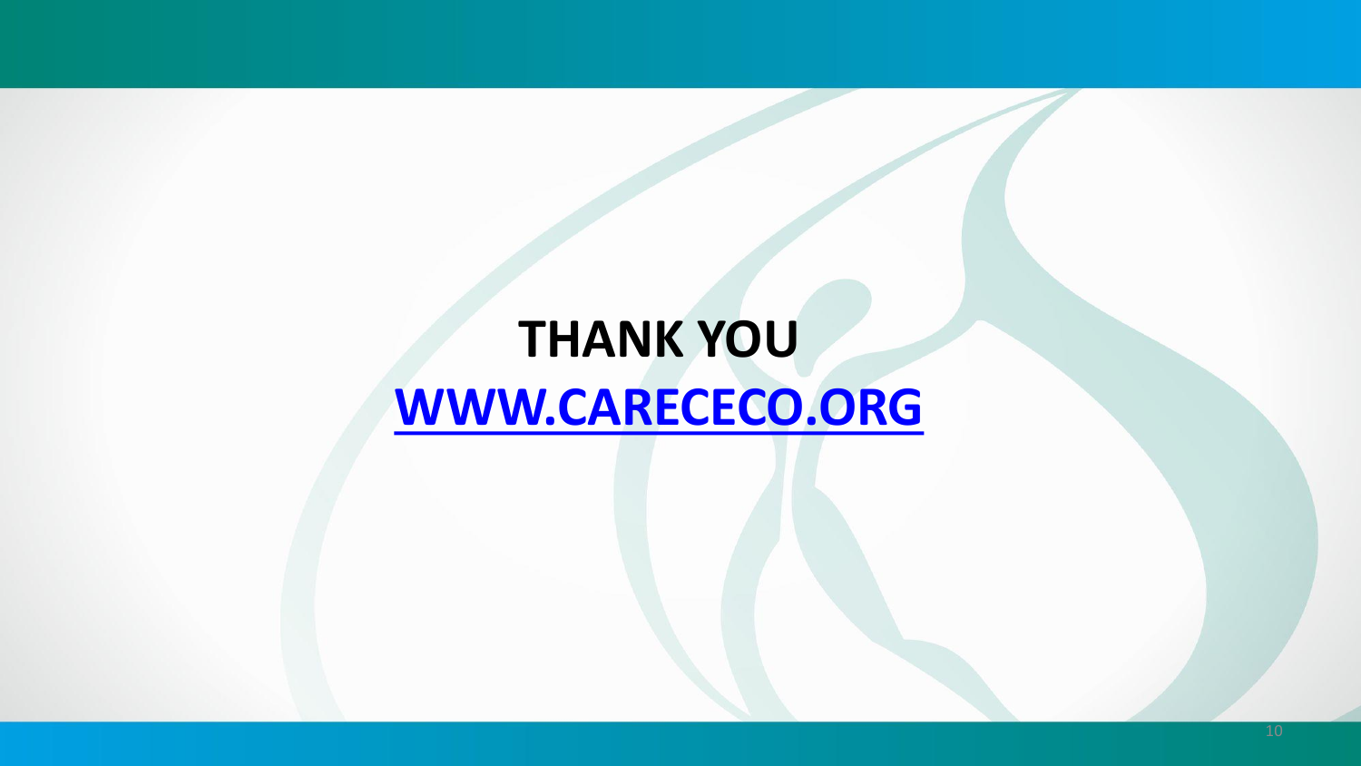**THANK YOU**

**[WWW.CARECECO.ORG](http://www.carececo.org)**